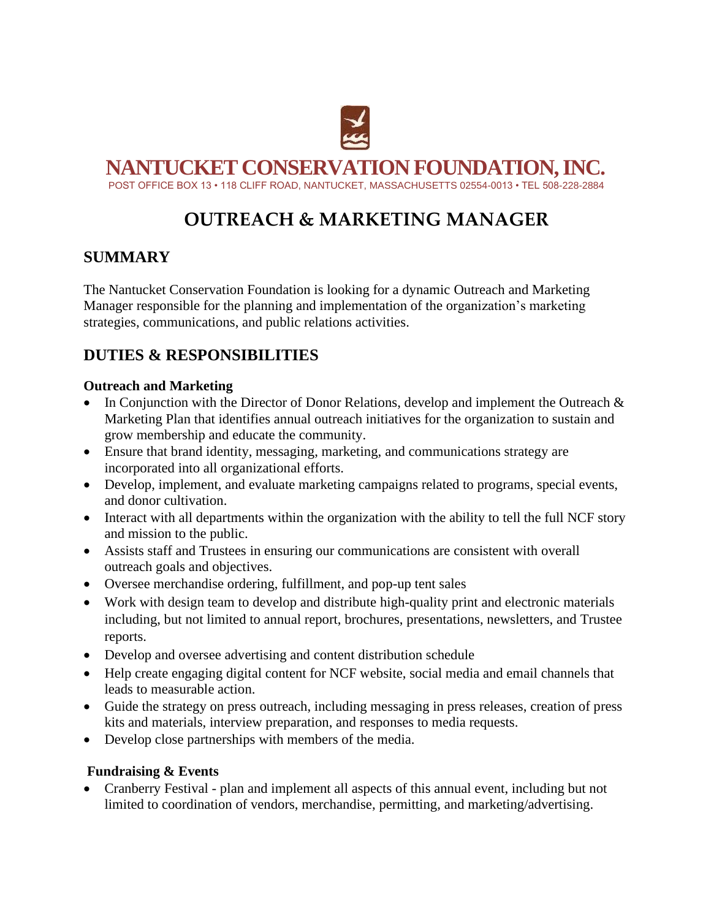# NANTUCKET CONSERVATION FOUNDATION, INC.

POST OFFICE BOX 13 • 118 CLIFF ROAD, NANTUCKET, MASSACHUSETTS 02554-0013 • TEL 508-228-2884

# OUTREACH & MARKETING MANAGER

## SUMMARY

The Nantucket Conservation Foundation is looking for a dynamic Outreach and Marketing Manager responsible for the planning and implementation of the organization's marketing strategies, communications, and public relations activities.

## DUTIES & RESPONSIBILITIES

**Outreach and Marketing**

- In Conjunction with the Director of Donor Relations, develop and implement the Outreach & Marketing Plan that identifies annual outreach initiatives for the organization to sustain and grow membership and educate the community.
- Ensure that brand identity, messaging, marketing, and communications strategy are incorporated into all organizational efforts.
- Develop, implement, and evaluate marketing campaigns related to programs, special events, and donor cultivation.
- Interact with all departments within the organization with the ability to tell the full NCF story and mission to the public.
- Assists staff and Trustees in ensuring our communications are consistent with overall outreach goals and objectives.
- Oversee merchandise ordering, fulfillment, and pop-up tent sales
- Work with design team to develop and distribute high-quality print and electronic materials including, but not limited to annual report, brochures, presentations, newsletters, and Trustee reports.
- Develop and oversee advertising and content distribution schedule
- Help create engaging digital content for NCF website, social media and email channels that leads to measurable action.
- Guide the strategy on press outreach, including messaging in press releases, creation of press kits and materials, interview preparation, and responses to media requests.
- Develop close partnerships with members of the media.

**Fundraising & Events**

- Cranberry Festival - plan and implement all aspects of this annual event, including but not limited to coordination of vendors, merchandise, permitting, and marketing/advertising.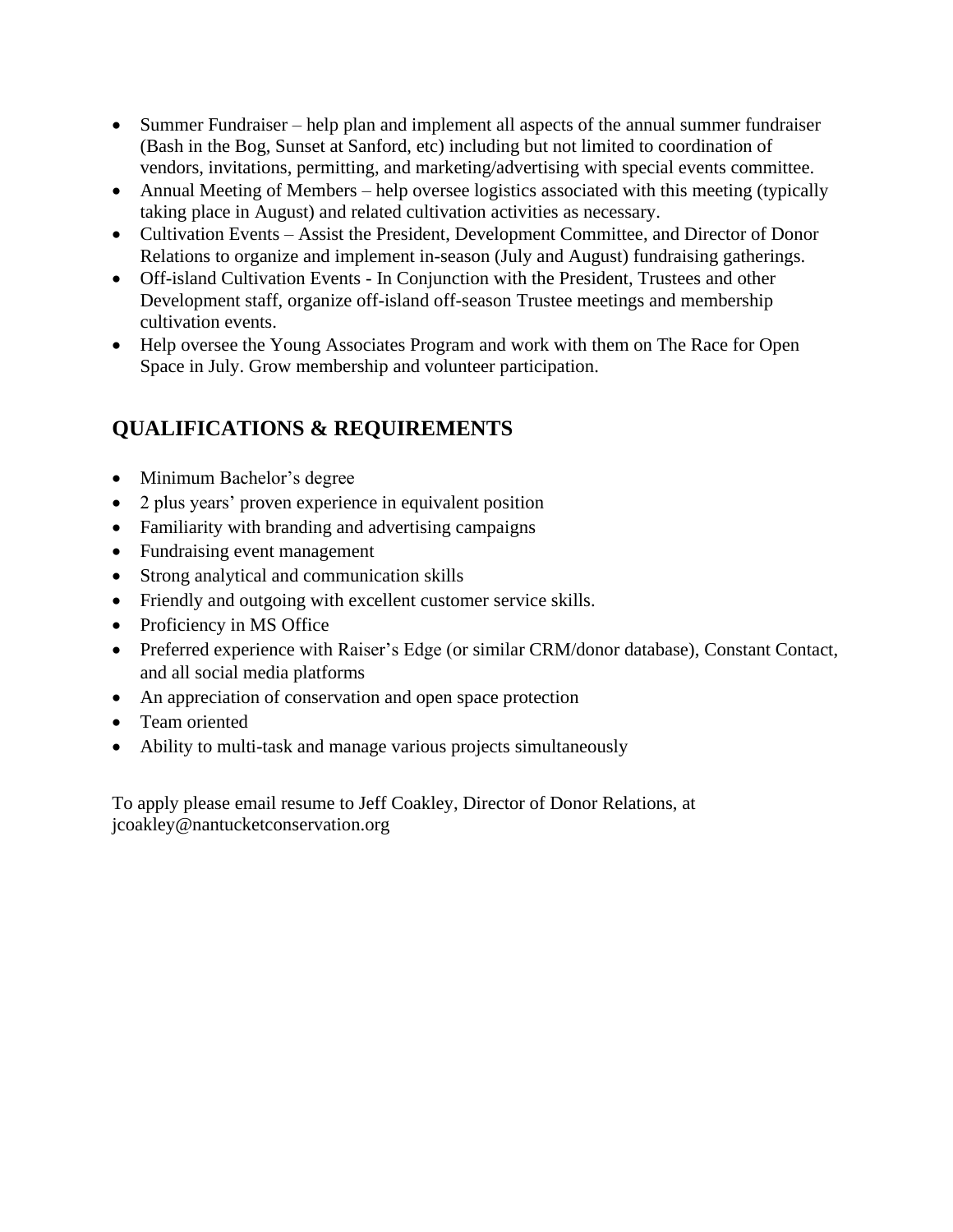- Summer Fundraiser – help plan and implement all aspects of the annual summer fundraiser (Bash in the Bog, Sunset at Sanford, etc) including but not limited to coordination of vendors, invitations, permitting, and marketing/advertising with special events committee.
- Annual Meeting of Members – help oversee logistics associated with this meeting (typically taking place in August) and related cultivation activities as necessary.
- Cultivation Events – Assist the President, Development Committee, and Director of Donor Relations to organize and implement in-season (July and August) fundraising gatherings.
- Off-island Cultivation Events - In Conjunction with the President, Trustees and other Development staff, organize off-island off-season Trustee meetings and membership cultivation events.
- Help oversee the Young Associates Program and work with them on The Race for Open Space in July. Grow membership and volunteer participation.

## QUALIFICATIONS & REQUIREMENTS

- Minimum Bachelor's degree
- 2 plus years' proven experience in equivalent position
- Familiarity with branding and advertising campaigns
- Fundraising event management
- Strong analytical and communication skills
- Friendly and outgoing with excellent customer service skills.
- Proficiency in MS Office
- Preferred experience with Raiser's Edge (or similar CRM/donor database), Constant Contact, and all social media platforms
- An appreciation of conservation and open space protection
- Team oriented
- Ability to multi-task and manage various projects simultaneously

To apply please email resume to Jeff Coakley, Director of Donor Relations, at jcoakley@nantucketconservation.org